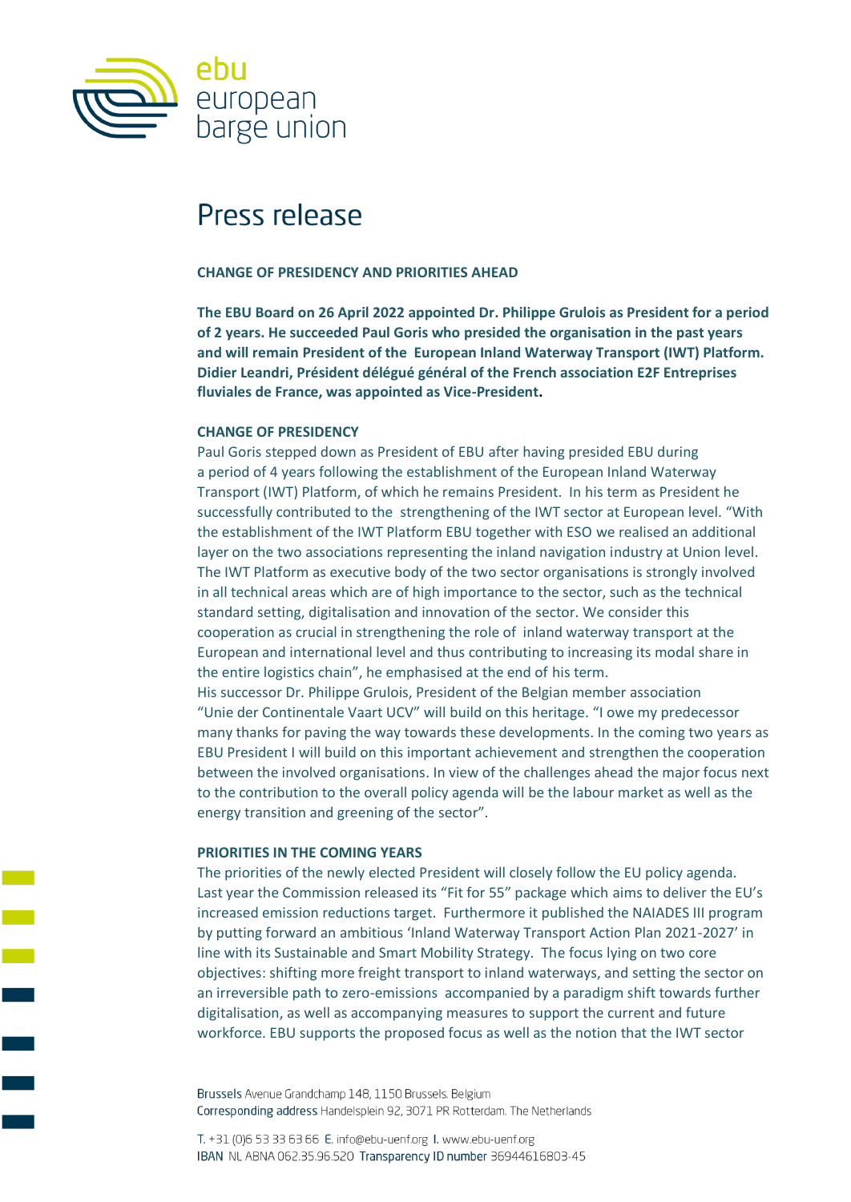ebu european barge union

# Press release

## CHANGE OF PRESIDENCY AND PRIORITIES AHEAD

**The EBU Board on 26 April 2022 appointed Dr. Philippe Grulois as President for a period of 2 years. He succeeded Paul Goris who presided the organisation in the past years and will remain President of the European Inland Waterway Transport (IWT) Platform. Didier Leandri, Président délégué général of the French association E2F Entreprises fluviales de France, was appointed as Vice-President.**

### CHANGE OF PRESIDENCY

Paul Goris stepped down as President of EBU after having presided EBU during a period of 4 years following the establishment of the European Inland Waterway Transport (IWT) Platform, of which he remains President. In his term as President he successfully contributed to the strengthening of the IWT sector at European level. "With the establishment of the IWT Platform EBU together with ESO we realised an additional layer on the two associations representing the inland navigation industry at Union level. The IWT Platform as executive body of the two sector organisations is strongly involved in all technical areas which are of high importance to the sector, such as the technical standard setting, digitalisation and innovation of the sector. We consider this cooperation as crucial in strengthening the role of inland waterway transport at the European and international level and thus contributing to increasing its modal share in the entire logistics chain", he emphasised at the end of his term.

His successor Dr. Philippe Grulois, President of the Belgian member association "Unie der Continentale Vaart UCV" will build on this heritage. "I owe my predecessor many thanks for paving the way towards these developments. In the coming two years as EBU President I will build on this important achievement and strengthen the cooperation between the involved organisations. In view of the challenges ahead the major focus next to the contribution to the overall policy agenda will be the labour market as well as the energy transition and greening of the sector".

### PRIORITIES IN THE COMING YEARS

The priorities of the newly elected President will closely follow the EU policy agenda. Last year the Commission released its "Fit for 55" package which aims to deliver the EU's increased emission reductions target. Furthermore it published the NAIADES III program by putting forward an ambitious 'Inland Waterway Transport Action Plan 2021-2027' in line with its Sustainable and Smart Mobility Strategy. The focus lying on two core objectives: shifting more freight transport to inland waterways, and setting the sector on an irreversible path to zero-emissions accompanied by a paradigm shift towards further digitalisation, as well as accompanying measures to support the current and future workforce. EBU supports the proposed focus as well as the notion that the IWT sector

Brussels Avenue Grandchamp 148, 1150 Brussels. Belgium
Corresponding address Handelsplein 92, 3071 PR Rotterdam. The Netherlands

T. +31 (0)6 53 33 63 66 E. info@ebu-uenf.org I. www.ebu-uenf.org
IBAN NL ABNA 062.35.96.520 Transparency ID number 36944616803-45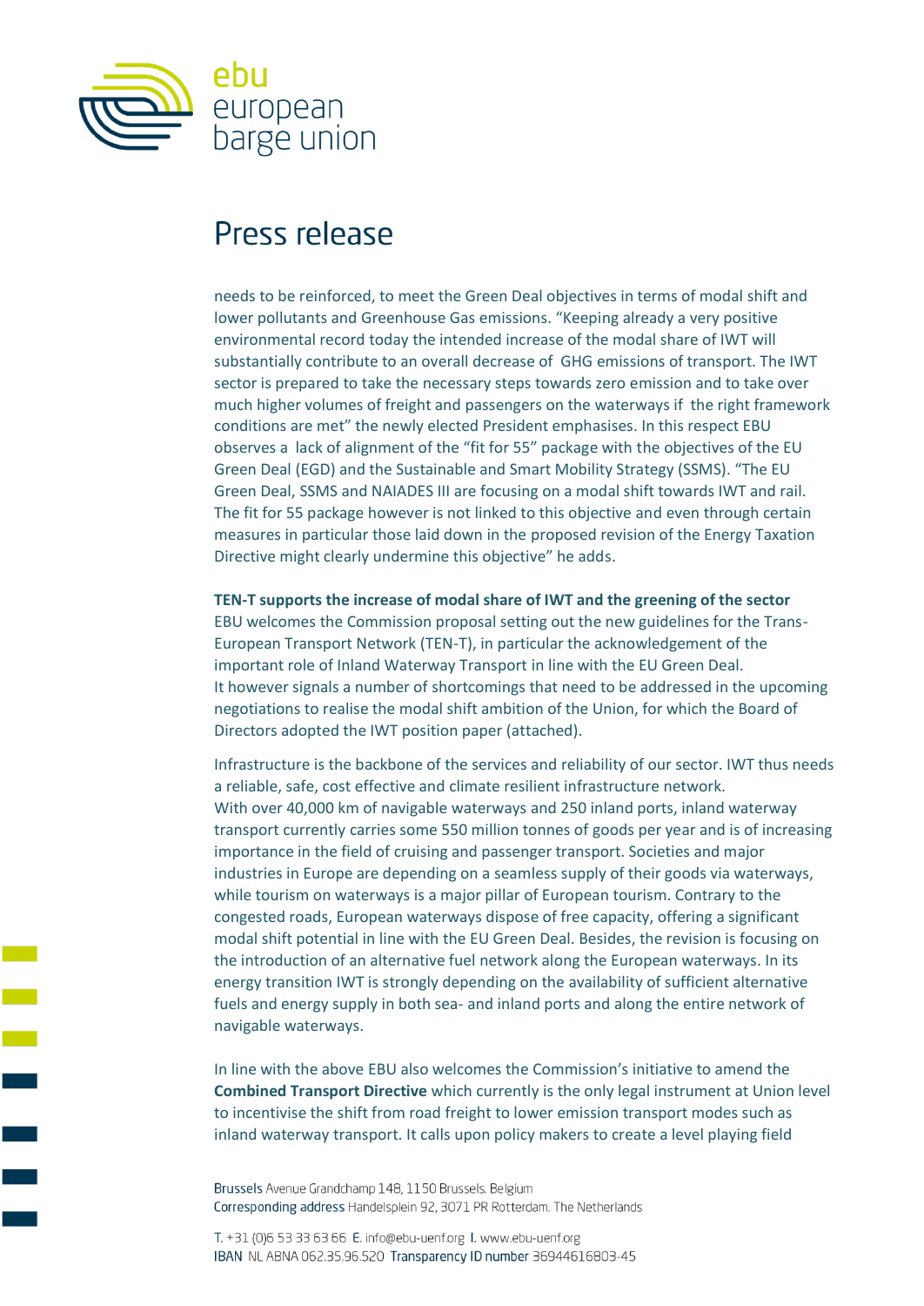needs to be reinforced, to meet the Green Deal objectives in terms of modal shift and lower pollutants and Greenhouse Gas emissions. "Keeping already a very positive environmental record today the intended increase of the modal share of IWT will substantially contribute to an overall decrease of GHG emissions of transport. The IWT sector is prepared to take the necessary steps towards zero emission and to take over much higher volumes of freight and passengers on the waterways if the right framework conditions are met" the newly elected President emphasises. In this respect EBU observes a lack of alignment of the "fit for 55" package with the objectives of the EU Green Deal (EGD) and the Sustainable and Smart Mobility Strategy (SSMS). "The EU Green Deal, SSMS and NAIADES III are focusing on a modal shift towards IWT and rail. The fit for 55 package however is not linked to this objective and even through certain measures in particular those laid down in the proposed revision of the Energy Taxation Directive might clearly undermine this objective" he adds.

**TEN-T supports the increase of modal share of IWT and the greening of the sector**
EBU welcomes the Commission proposal setting out the new guidelines for the Trans-European Transport Network (TEN-T), in particular the acknowledgement of the important role of Inland Waterway Transport in line with the EU Green Deal.
It however signals a number of shortcomings that need to be addressed in the upcoming negotiations to realise the modal shift ambition of the Union, for which the Board of Directors adopted the IWT position paper (attached).

Infrastructure is the backbone of the services and reliability of our sector. IWT thus needs a reliable, safe, cost effective and climate resilient infrastructure network.
With over 40,000 km of navigable waterways and 250 inland ports, inland waterway transport currently carries some 550 million tonnes of goods per year and is of increasing importance in the field of cruising and passenger transport. Societies and major industries in Europe are depending on a seamless supply of their goods via waterways, while tourism on waterways is a major pillar of European tourism. Contrary to the congested roads, European waterways dispose of free capacity, offering a significant modal shift potential in line with the EU Green Deal. Besides, the revision is focusing on the introduction of an alternative fuel network along the European waterways. In its energy transition IWT is strongly depending on the availability of sufficient alternative fuels and energy supply in both sea- and inland ports and along the entire network of navigable waterways.

In line with the above EBU also welcomes the Commission's initiative to amend the **Combined Transport Directive** which currently is the only legal instrument at Union level to incentivise the shift from road freight to lower emission transport modes such as inland waterway transport. It calls upon policy makers to create a level playing field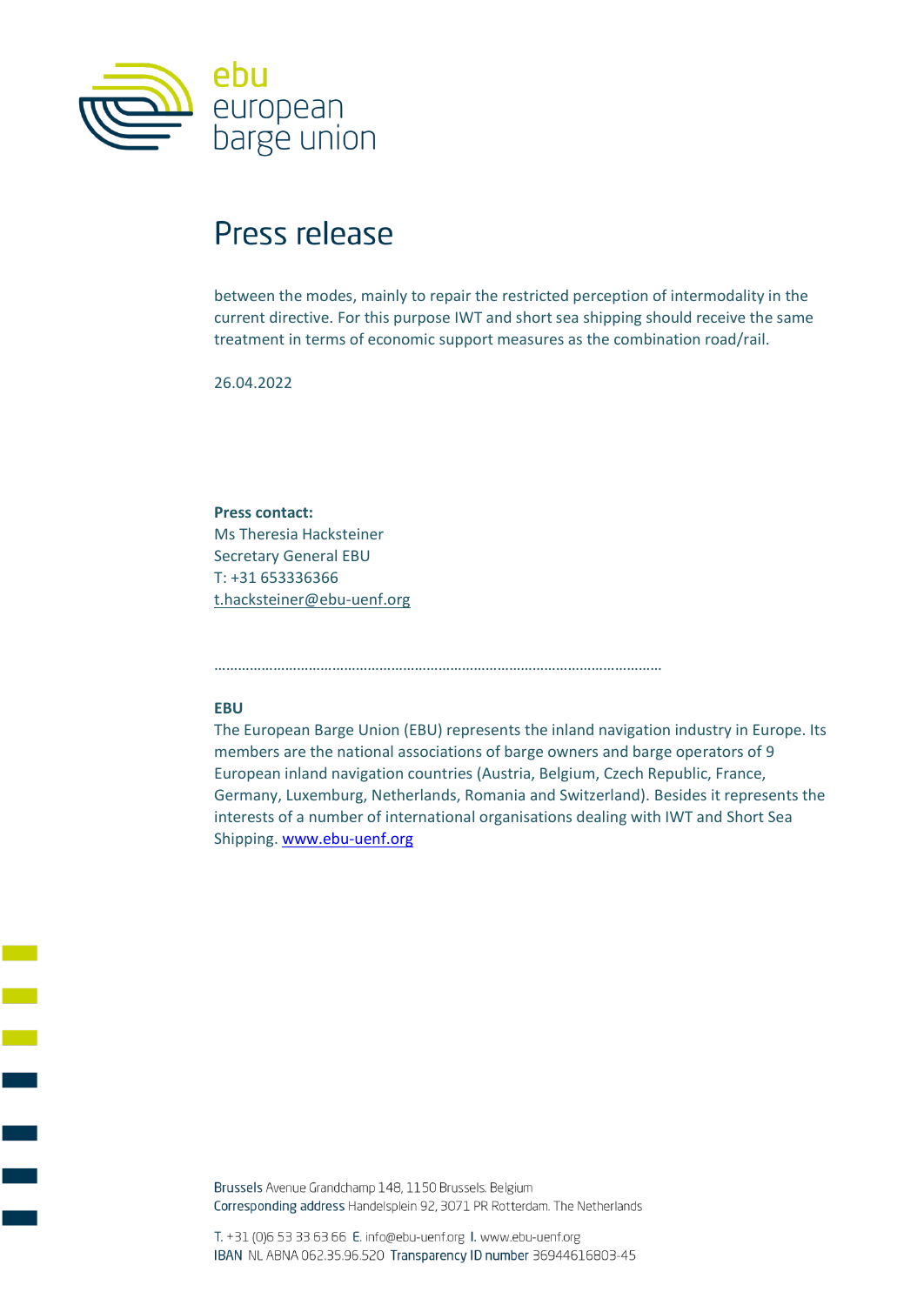# Press release

between the modes, mainly to repair the restricted perception of intermodality in the current directive. For this purpose IWT and short sea shipping should receive the same treatment in terms of economic support measures as the combination road/rail.

26.04.2022

**Press contact:**
Ms Theresia Hacksteiner
Secretary General EBU
T: +31 653336366
t.hacksteiner@ebu-uenf.org

…………………………………………………………………………………………………………

**EBU**
The European Barge Union (EBU) represents the inland navigation industry in Europe. Its members are the national associations of barge owners and barge operators of 9 European inland navigation countries (Austria, Belgium, Czech Republic, France, Germany, Luxemburg, Netherlands, Romania and Switzerland). Besides it represents the interests of a number of international organisations dealing with IWT and Short Sea Shipping. www.ebu-uenf.org

Brussels Avenue Grandchamp 148, 1150 Brussels. Belgium
Corresponding address Handelsplein 92, 3071 PR Rotterdam. The Netherlands

T. +31 (0)6 53 33 63 66 E. info@ebu-uenf.org I. www.ebu-uenf.org
IBAN NL ABNA 062.35.96.520 Transparency ID number 36944616803-45